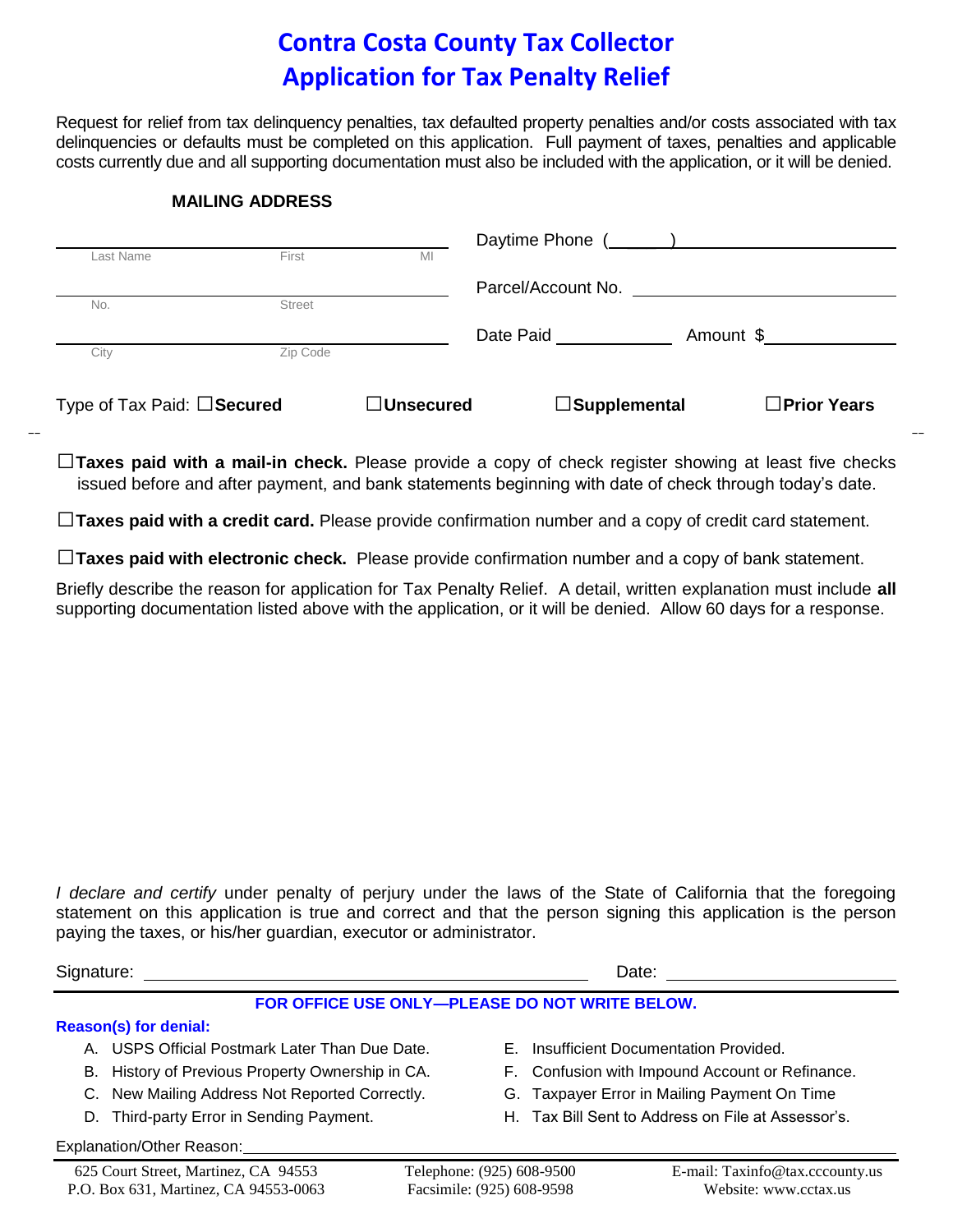# Contra Costa County Tax Collector
# Application for Tax Penalty Relief

Request for relief from tax delinquency penalties, tax defaulted property penalties and/or costs associated with tax delinquencies or defaults must be completed on this application. Full payment of taxes, penalties and applicable costs currently due and all supporting documentation must also be included with the application, or it will be denied.

**MAILING ADDRESS**

| | | | |
|---|---|---|---|
| Last Name | First | MI | Daytime Phone ( ) |
| No. | Street | | Parcel/Account No. |
| City | Zip Code | | Date Paid ______ Amount $ ______ |

Type of Tax Paid: ☐**Secured** ☐**Unsecured** ☐**Supplemental** ☐**Prior Years**

☐**Taxes paid with a mail-in check.** Please provide a copy of check register showing at least five checks issued before and after payment, and bank statements beginning with date of check through today's date.

☐**Taxes paid with a credit card.** Please provide confirmation number and a copy of credit card statement.

☐**Taxes paid with electronic check.** Please provide confirmation number and a copy of bank statement.

Briefly describe the reason for application for Tax Penalty Relief. A detail, written explanation must include **all** supporting documentation listed above with the application, or it will be denied. Allow 60 days for a response.

*I declare and certify* under penalty of perjury under the laws of the State of California that the foregoing statement on this application is true and correct and that the person signing this application is the person paying the taxes, or his/her guardian, executor or administrator.

Signature: ______________________ Date: ______________

**FOR OFFICE USE ONLY—PLEASE DO NOT WRITE BELOW.**

**Reason(s) for denial:**

A. USPS Official Postmark Later Than Due Date.
B. History of Previous Property Ownership in CA.
C. New Mailing Address Not Reported Correctly.
D. Third-party Error in Sending Payment.
E. Insufficient Documentation Provided.
F. Confusion with Impound Account or Refinance.
G. Taxpayer Error in Mailing Payment On Time
H. Tax Bill Sent to Address on File at Assessor's.

Explanation/Other Reason: ______________________

625 Court Street, Martinez, CA 94553
P.O. Box 631, Martinez, CA 94553-0063

Telephone: (925) 608-9500
Facsimile: (925) 608-9598

E-mail: Taxinfo@tax.cccounty.us
Website: www.cctax.us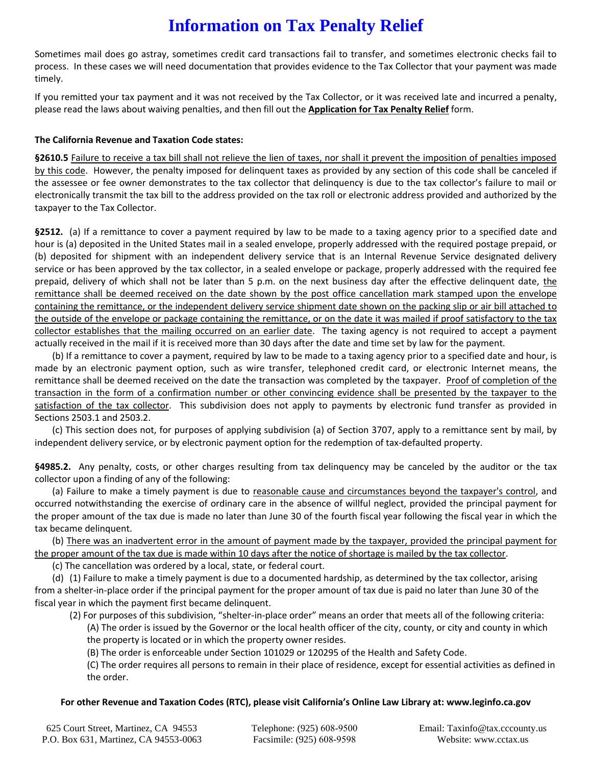# Information on Tax Penalty Relief

Sometimes mail does go astray, sometimes credit card transactions fail to transfer, and sometimes electronic checks fail to process. In these cases we will need documentation that provides evidence to the Tax Collector that your payment was made timely.

If you remitted your tax payment and it was not received by the Tax Collector, or it was received late and incurred a penalty, please read the laws about waiving penalties, and then fill out the **Application for Tax Penalty Relief** form.

**The California Revenue and Taxation Code states:**

**§2610.5** Failure to receive a tax bill shall not relieve the lien of taxes, nor shall it prevent the imposition of penalties imposed by this code. However, the penalty imposed for delinquent taxes as provided by any section of this code shall be canceled if the assessee or fee owner demonstrates to the tax collector that delinquency is due to the tax collector's failure to mail or electronically transmit the tax bill to the address provided on the tax roll or electronic address provided and authorized by the taxpayer to the Tax Collector.

**§2512.** (a) If a remittance to cover a payment required by law to be made to a taxing agency prior to a specified date and hour is (a) deposited in the United States mail in a sealed envelope, properly addressed with the required postage prepaid, or (b) deposited for shipment with an independent delivery service that is an Internal Revenue Service designated delivery service or has been approved by the tax collector, in a sealed envelope or package, properly addressed with the required fee prepaid, delivery of which shall not be later than 5 p.m. on the next business day after the effective delinquent date, the remittance shall be deemed received on the date shown by the post office cancellation mark stamped upon the envelope containing the remittance, or the independent delivery service shipment date shown on the packing slip or air bill attached to the outside of the envelope or package containing the remittance, or on the date it was mailed if proof satisfactory to the tax collector establishes that the mailing occurred on an earlier date. The taxing agency is not required to accept a payment actually received in the mail if it is received more than 30 days after the date and time set by law for the payment.

(b) If a remittance to cover a payment, required by law to be made to a taxing agency prior to a specified date and hour, is made by an electronic payment option, such as wire transfer, telephoned credit card, or electronic Internet means, the remittance shall be deemed received on the date the transaction was completed by the taxpayer. Proof of completion of the transaction in the form of a confirmation number or other convincing evidence shall be presented by the taxpayer to the satisfaction of the tax collector. This subdivision does not apply to payments by electronic fund transfer as provided in Sections 2503.1 and 2503.2.

(c) This section does not, for purposes of applying subdivision (a) of Section 3707, apply to a remittance sent by mail, by independent delivery service, or by electronic payment option for the redemption of tax-defaulted property.

**§4985.2.** Any penalty, costs, or other charges resulting from tax delinquency may be canceled by the auditor or the tax collector upon a finding of any of the following:

(a) Failure to make a timely payment is due to reasonable cause and circumstances beyond the taxpayer's control, and occurred notwithstanding the exercise of ordinary care in the absence of willful neglect, provided the principal payment for the proper amount of the tax due is made no later than June 30 of the fourth fiscal year following the fiscal year in which the tax became delinquent.

(b) There was an inadvertent error in the amount of payment made by the taxpayer, provided the principal payment for the proper amount of the tax due is made within 10 days after the notice of shortage is mailed by the tax collector.

(c) The cancellation was ordered by a local, state, or federal court.

(d) (1) Failure to make a timely payment is due to a documented hardship, as determined by the tax collector, arising from a shelter-in-place order if the principal payment for the proper amount of tax due is paid no later than June 30 of the fiscal year in which the payment first became delinquent.

(2) For purposes of this subdivision, "shelter-in-place order" means an order that meets all of the following criteria:

(A) The order is issued by the Governor or the local health officer of the city, county, or city and county in which the property is located or in which the property owner resides.

(B) The order is enforceable under Section 101029 or 120295 of the Health and Safety Code.

(C) The order requires all persons to remain in their place of residence, except for essential activities as defined in the order.

**For other Revenue and Taxation Codes (RTC), please visit California's Online Law Library at: www.leginfo.ca.gov**

625 Court Street, Martinez, CA 94553
P.O. Box 631, Martinez, CA 94553-0063

Telephone: (925) 608-9500
Facsimile: (925) 608-9598

Email: Taxinfo@tax.cccounty.us
Website: www.cctax.us